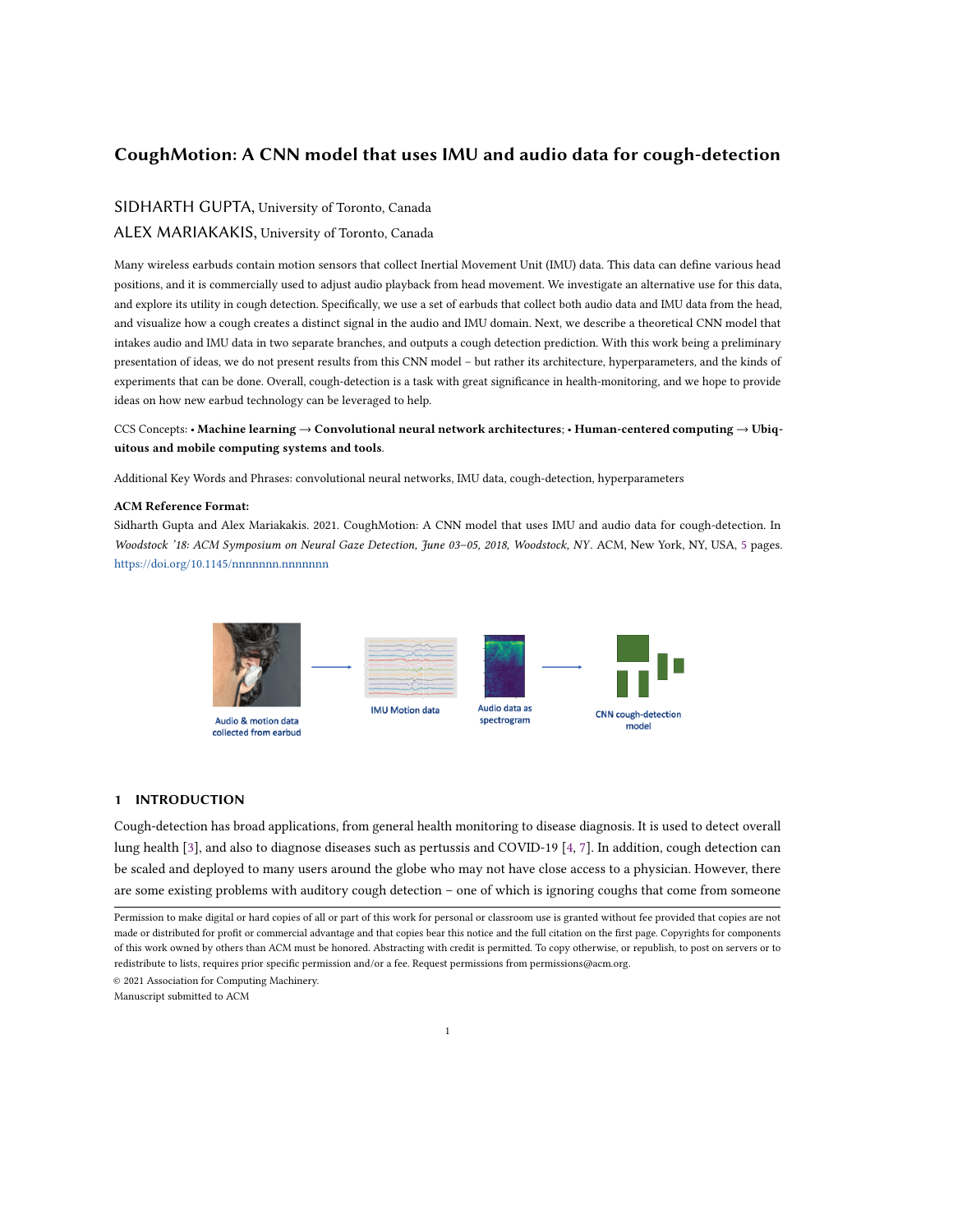# CoughMotion: A CNN model that uses IMU and audio data for cough-detection

SIDHARTH GUPTA, University of Toronto, Canada

ALEX MARIAKAKIS, University of Toronto, Canada

Many wireless earbuds contain motion sensors that collect Inertial Movement Unit (IMU) data. This data can define various head positions, and it is commercially used to adjust audio playback from head movement. We investigate an alternative use for this data, and explore its utility in cough detection. Specifically, we use a set of earbuds that collect both audio data and IMU data from the head, and visualize how a cough creates a distinct signal in the audio and IMU domain. Next, we describe a theoretical CNN model that intakes audio and IMU data in two separate branches, and outputs a cough detection prediction. With this work being a preliminary presentation of ideas, we do not present results from this CNN model – but rather its architecture, hyperparameters, and the kinds of experiments that can be done. Overall, cough-detection is a task with great significance in health-monitoring, and we hope to provide ideas on how new earbud technology can be leveraged to help.

CCS Concepts: • **Machine learning** → **Convolutional neural network architectures**; • **Human-centered computing** → **Ubiquitous and mobile computing systems and tools**.

Additional Key Words and Phrases: convolutional neural networks, IMU data, cough-detection, hyperparameters

**ACM Reference Format:**

Sidharth Gupta and Alex Mariakakis. 2021. CoughMotion: A CNN model that uses IMU and audio data for cough-detection. In *Woodstock '18: ACM Symposium on Neural Gaze Detection, June 03–05, 2018, Woodstock, NY*. ACM, New York, NY, USA, 5 pages. https://doi.org/10.1145/nnnnnnn.nnnnnnn

Audio & motion data collected from earbud → IMU Motion data | Audio data as spectrogram → CNN cough-detection model

## 1 INTRODUCTION

Cough-detection has broad applications, from general health monitoring to disease diagnosis. It is used to detect overall lung health [3], and also to diagnose diseases such as pertussis and COVID-19 [4, 7]. In addition, cough detection can be scaled and deployed to many users around the globe who may not have close access to a physician. However, there are some existing problems with auditory cough detection – one of which is ignoring coughs that come from someone

Permission to make digital or hard copies of all or part of this work for personal or classroom use is granted without fee provided that copies are not made or distributed for profit or commercial advantage and that copies bear this notice and the full citation on the first page. Copyrights for components of this work owned by others than ACM must be honored. Abstracting with credit is permitted. To copy otherwise, or republish, to post on servers or to redistribute to lists, requires prior specific permission and/or a fee. Request permissions from permissions@acm.org.

© 2021 Association for Computing Machinery.

Manuscript submitted to ACM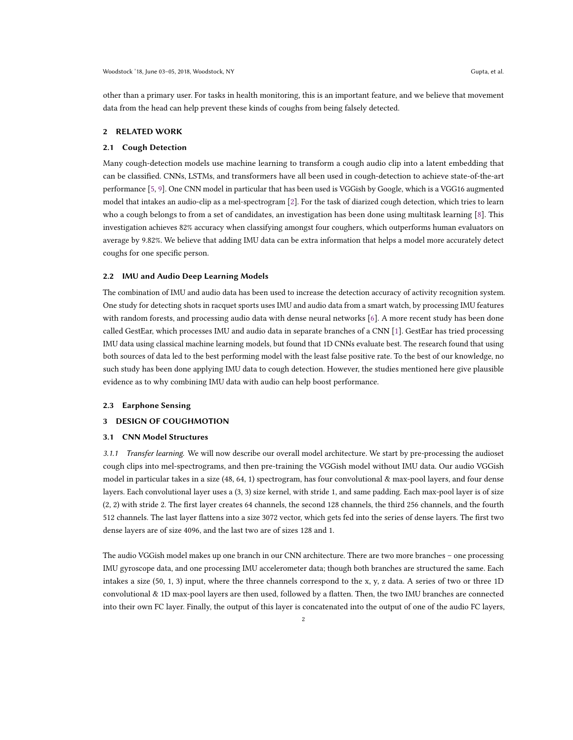other than a primary user. For tasks in health monitoring, this is an important feature, and we believe that movement data from the head can help prevent these kinds of coughs from being falsely detected.

## 2 RELATED WORK

### 2.1 Cough Detection

Many cough-detection models use machine learning to transform a cough audio clip into a latent embedding that can be classified. CNNs, LSTMs, and transformers have all been used in cough-detection to achieve state-of-the-art performance [5, 9]. One CNN model in particular that has been used is VGGish by Google, which is a VGG16 augmented model that intakes an audio-clip as a mel-spectrogram [2]. For the task of diarized cough detection, which tries to learn who a cough belongs to from a set of candidates, an investigation has been done using multitask learning [8]. This investigation achieves 82% accuracy when classifying amongst four coughers, which outperforms human evaluators on average by 9.82%. We believe that adding IMU data can be extra information that helps a model more accurately detect coughs for one specific person.

### 2.2 IMU and Audio Deep Learning Models

The combination of IMU and audio data has been used to increase the detection accuracy of activity recognition system. One study for detecting shots in racquet sports uses IMU and audio data from a smart watch, by processing IMU features with random forests, and processing audio data with dense neural networks [6]. A more recent study has been done called GestEar, which processes IMU and audio data in separate branches of a CNN [1]. GestEar has tried processing IMU data using classical machine learning models, but found that 1D CNNs evaluate best. The research found that using both sources of data led to the best performing model with the least false positive rate. To the best of our knowledge, no such study has been done applying IMU data to cough detection. However, the studies mentioned here give plausible evidence as to why combining IMU data with audio can help boost performance.

### 2.3 Earphone Sensing

## 3 DESIGN OF COUGHMOTION

### 3.1 CNN Model Structures

*3.1.1 Transfer learning.* We will now describe our overall model architecture. We start by pre-processing the audioset cough clips into mel-spectrograms, and then pre-training the VGGish model without IMU data. Our audio VGGish model in particular takes in a size (48, 64, 1) spectrogram, has four convolutional & max-pool layers, and four dense layers. Each convolutional layer uses a (3, 3) size kernel, with stride 1, and same padding. Each max-pool layer is of size (2, 2) with stride 2. The first layer creates 64 channels, the second 128 channels, the third 256 channels, and the fourth 512 channels. The last layer flattens into a size 3072 vector, which gets fed into the series of dense layers. The first two dense layers are of size 4096, and the last two are of sizes 128 and 1.

The audio VGGish model makes up one branch in our CNN architecture. There are two more branches – one processing IMU gyroscope data, and one processing IMU accelerometer data; though both branches are structured the same. Each intakes a size (50, 1, 3) input, where the three channels correspond to the x, y, z data. A series of two or three 1D convolutional & 1D max-pool layers are then used, followed by a flatten. Then, the two IMU branches are connected into their own FC layer. Finally, the output of this layer is concatenated into the output of one of the audio FC layers,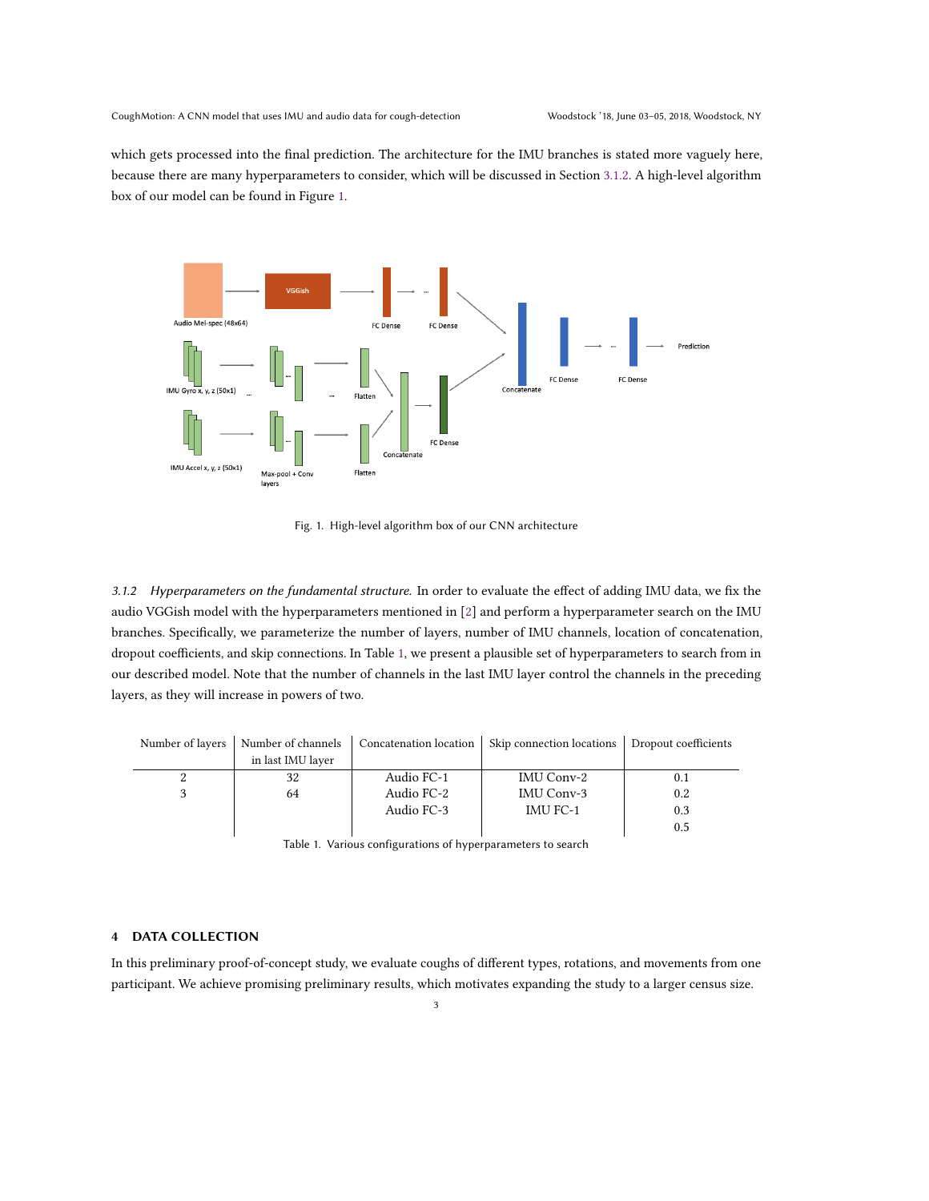which gets processed into the final prediction. The architecture for the IMU branches is stated more vaguely here, because there are many hyperparameters to consider, which will be discussed in Section 3.1.2. A high-level algorithm box of our model can be found in Figure 1.

Fig. 1. High-level algorithm box of our CNN architecture

#### 3.1.2 *Hyperparameters on the fundamental structure.*

In order to evaluate the effect of adding IMU data, we fix the audio VGGish model with the hyperparameters mentioned in [2] and perform a hyperparameter search on the IMU branches. Specifically, we parameterize the number of layers, number of IMU channels, location of concatenation, dropout coefficients, and skip connections. In Table 1, we present a plausible set of hyperparameters to search from in our described model. Note that the number of channels in the last IMU layer control the channels in the preceding layers, as they will increase in powers of two.

| Number of layers | Number of channels in last IMU layer | Concatenation location | Skip connection locations | Dropout coefficients |
|---|---|---|---|---|
| 2 | 32 | Audio FC-1 | IMU Conv-2 | 0.1 |
| 3 | 64 | Audio FC-2 | IMU Conv-3 | 0.2 |
| | | Audio FC-3 | IMU FC-1 | 0.3 |
| | | | | 0.5 |

Table 1. Various configurations of hyperparameters to search

## 4 DATA COLLECTION

In this preliminary proof-of-concept study, we evaluate coughs of different types, rotations, and movements from one participant. We achieve promising preliminary results, which motivates expanding the study to a larger census size.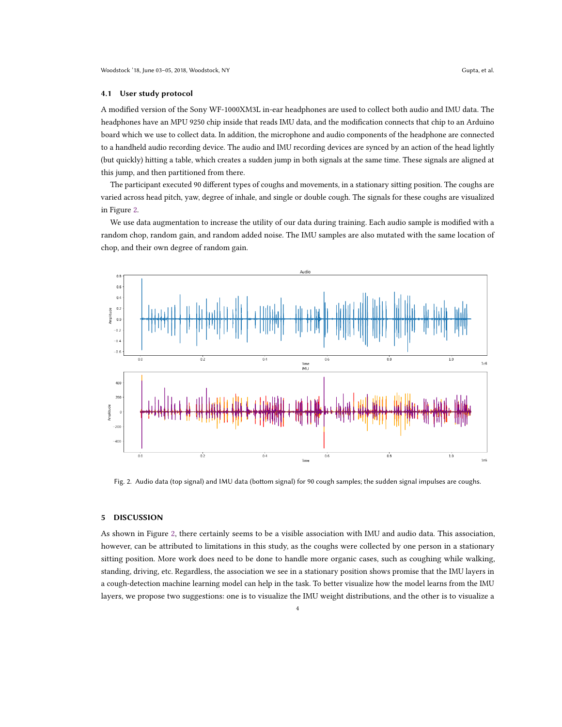### 4.1 User study protocol

A modified version of the Sony WF-1000XM3L in-ear headphones are used to collect both audio and IMU data. The headphones have an MPU 9250 chip inside that reads IMU data, and the modification connects that chip to an Arduino board which we use to collect data. In addition, the microphone and audio components of the headphone are connected to a handheld audio recording device. The audio and IMU recording devices are synced by an action of the head lightly (but quickly) hitting a table, which creates a sudden jump in both signals at the same time. These signals are aligned at this jump, and then partitioned from there.

The participant executed 90 different types of coughs and movements, in a stationary sitting position. The coughs are varied across head pitch, yaw, degree of inhale, and single or double cough. The signals for these coughs are visualized in Figure 2.

We use data augmentation to increase the utility of our data during training. Each audio sample is modified with a random chop, random gain, and random added noise. The IMU samples are also mutated with the same location of chop, and their own degree of random gain.

Fig. 2. Audio data (top signal) and IMU data (bottom signal) for 90 cough samples; the sudden signal impulses are coughs.

## 5 DISCUSSION

As shown in Figure 2, there certainly seems to be a visible association with IMU and audio data. This association, however, can be attributed to limitations in this study, as the coughs were collected by one person in a stationary sitting position. More work does need to be done to handle more organic cases, such as coughing while walking, standing, driving, etc. Regardless, the association we see in a stationary position shows promise that the IMU layers in a cough-detection machine learning model can help in the task. To better visualize how the model learns from the IMU layers, we propose two suggestions: one is to visualize the IMU weight distributions, and the other is to visualize a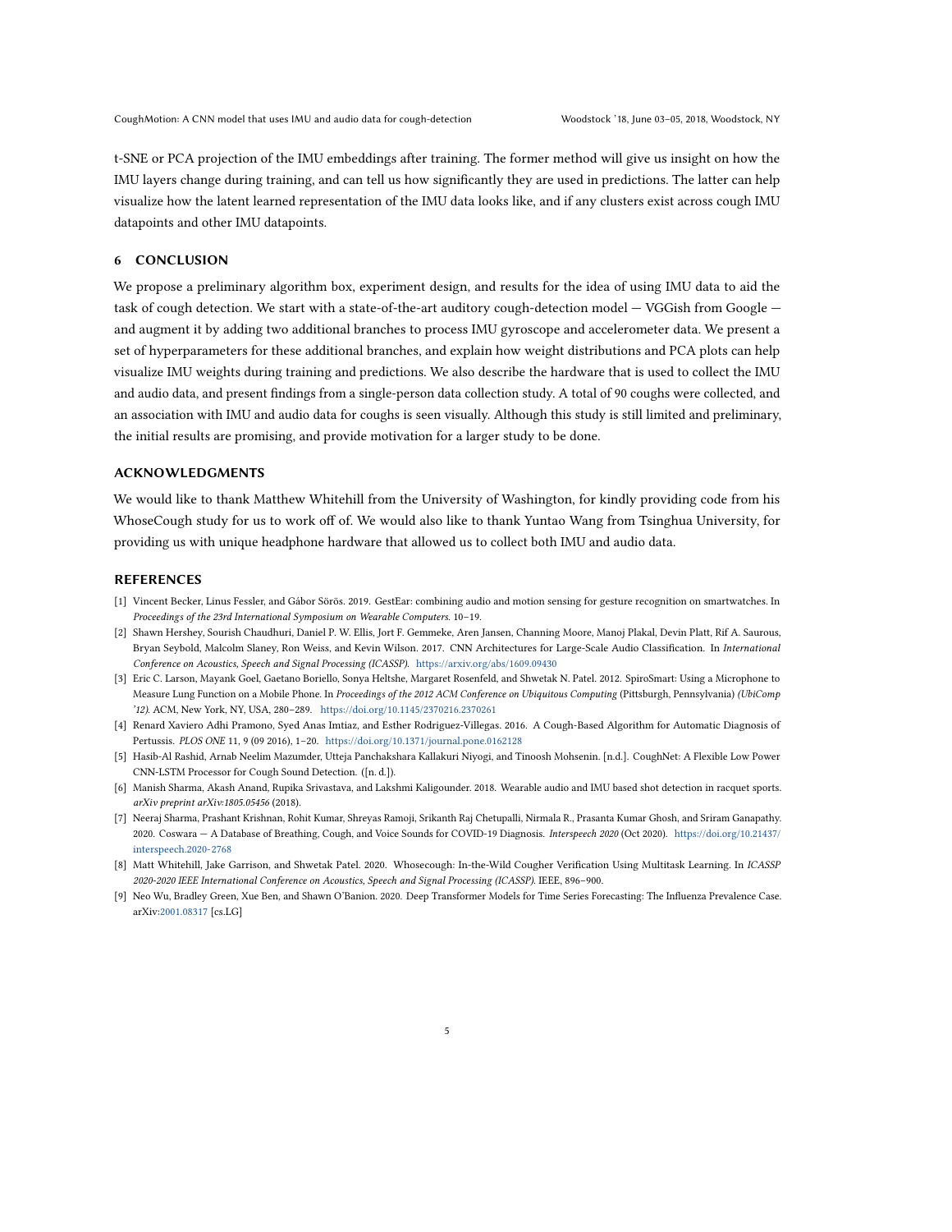t-SNE or PCA projection of the IMU embeddings after training. The former method will give us insight on how the IMU layers change during training, and can tell us how significantly they are used in predictions. The latter can help visualize how the latent learned representation of the IMU data looks like, and if any clusters exist across cough IMU datapoints and other IMU datapoints.

## 6 CONCLUSION

We propose a preliminary algorithm box, experiment design, and results for the idea of using IMU data to aid the task of cough detection. We start with a state-of-the-art auditory cough-detection model — VGGish from Google — and augment it by adding two additional branches to process IMU gyroscope and accelerometer data. We present a set of hyperparameters for these additional branches, and explain how weight distributions and PCA plots can help visualize IMU weights during training and predictions. We also describe the hardware that is used to collect the IMU and audio data, and present findings from a single-person data collection study. A total of 90 coughs were collected, and an association with IMU and audio data for coughs is seen visually. Although this study is still limited and preliminary, the initial results are promising, and provide motivation for a larger study to be done.

## ACKNOWLEDGMENTS

We would like to thank Matthew Whitehill from the University of Washington, for kindly providing code from his WhoseCough study for us to work off of. We would also like to thank Yuntao Wang from Tsinghua University, for providing us with unique headphone hardware that allowed us to collect both IMU and audio data.

## REFERENCES

[1] Vincent Becker, Linus Fessler, and Gábor Sörös. 2019. GestEar: combining audio and motion sensing for gesture recognition on smartwatches. In *Proceedings of the 23rd International Symposium on Wearable Computers*. 10–19.

[2] Shawn Hershey, Sourish Chaudhuri, Daniel P. W. Ellis, Jort F. Gemmeke, Aren Jansen, Channing Moore, Manoj Plakal, Devin Platt, Rif A. Saurous, Bryan Seybold, Malcolm Slaney, Ron Weiss, and Kevin Wilson. 2017. CNN Architectures for Large-Scale Audio Classification. In *International Conference on Acoustics, Speech and Signal Processing (ICASSP)*. https://arxiv.org/abs/1609.09430

[3] Eric C. Larson, Mayank Goel, Gaetano Boriello, Sonya Heltshe, Margaret Rosenfeld, and Shwetak N. Patel. 2012. SpiroSmart: Using a Microphone to Measure Lung Function on a Mobile Phone. In *Proceedings of the 2012 ACM Conference on Ubiquitous Computing* (Pittsburgh, Pennsylvania) *(UbiComp '12)*. ACM, New York, NY, USA, 280–289. https://doi.org/10.1145/2370216.2370261

[4] Renard Xaviero Adhi Pramono, Syed Anas Imtiaz, and Esther Rodriguez-Villegas. 2016. A Cough-Based Algorithm for Automatic Diagnosis of Pertussis. *PLOS ONE* 11, 9 (09 2016), 1–20. https://doi.org/10.1371/journal.pone.0162128

[5] Hasib-Al Rashid, Arnab Neelim Mazumder, Utteja Panchakshara Kallakuri Niyogi, and Tinoosh Mohsenin. [n.d.]. CoughNet: A Flexible Low Power CNN-LSTM Processor for Cough Sound Detection. ([n. d.]).

[6] Manish Sharma, Akash Anand, Rupika Srivastava, and Lakshmi Kaligounder. 2018. Wearable audio and IMU based shot detection in racquet sports. *arXiv preprint arXiv:1805.05456* (2018).

[7] Neeraj Sharma, Prashant Krishnan, Rohit Kumar, Shreyas Ramoji, Srikanth Raj Chetupalli, Nirmala R., Prasanta Kumar Ghosh, and Sriram Ganapathy. 2020. Coswara — A Database of Breathing, Cough, and Voice Sounds for COVID-19 Diagnosis. *Interspeech 2020* (Oct 2020). https://doi.org/10.21437/interspeech.2020-2768

[8] Matt Whitehill, Jake Garrison, and Shwetak Patel. 2020. Whosecough: In-the-Wild Cougher Verification Using Multitask Learning. In *ICASSP 2020-2020 IEEE International Conference on Acoustics, Speech and Signal Processing (ICASSP)*. IEEE, 896–900.

[9] Neo Wu, Bradley Green, Xue Ben, and Shawn O'Banion. 2020. Deep Transformer Models for Time Series Forecasting: The Influenza Prevalence Case. arXiv:2001.08317 [cs.LG]